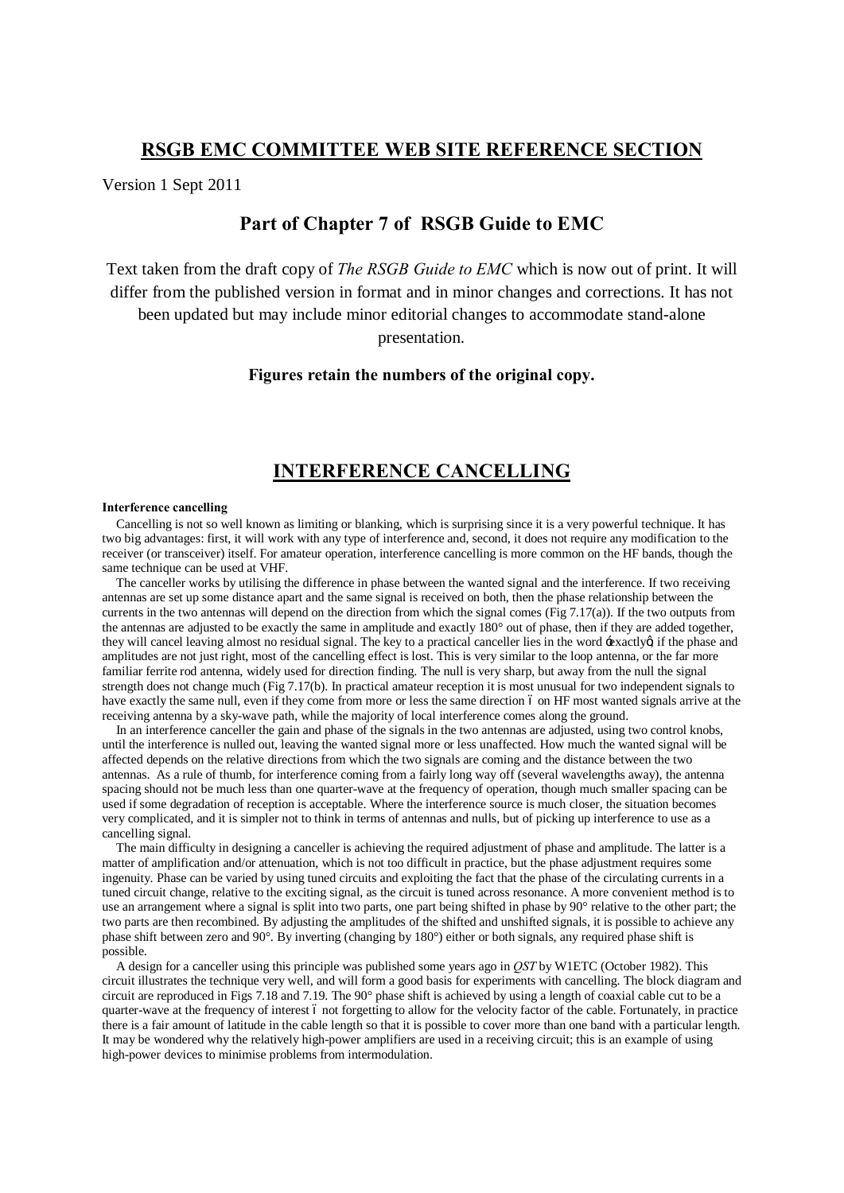## RSGB EMC COMMITTEE WEB SITE REFERENCE SECTION

Version 1 Sept 2011

### Part of Chapter 7 of RSGB Guide to EMC

Text taken from the draft copy of *The RSGB Guide to EMC* which is now out of print. It will differ from the published version in format and in minor changes and corrections. It has not been updated but may include minor editorial changes to accommodate stand-alone presentation.

**Figures retain the numbers of the original copy.**

## INTERFERENCE CANCELLING

**Interference cancelling**

Cancelling is not so well known as limiting or blanking, which is surprising since it is a very powerful technique. It has two big advantages: first, it will work with any type of interference and, second, it does not require any modification to the receiver (or transceiver) itself. For amateur operation, interference cancelling is more common on the HF bands, though the same technique can be used at VHF.

The canceller works by utilising the difference in phase between the wanted signal and the interference. If two receiving antennas are set up some distance apart and the same signal is received on both, then the phase relationship between the currents in the two antennas will depend on the direction from which the signal comes (Fig 7.17(a)). If the two outputs from the antennas are adjusted to be exactly the same in amplitude and exactly 180° out of phase, then if they are added together, they will cancel leaving almost no residual signal. The key to a practical canceller lies in the word 'exactly'; if the phase and amplitudes are not just right, most of the cancelling effect is lost. This is very similar to the loop antenna, or the far more familiar ferrite rod antenna, widely used for direction finding. The null is very sharp, but away from the null the signal strength does not change much (Fig 7.17(b). In practical amateur reception it is most unusual for two independent signals to have exactly the same null, even if they come from more or less the same direction – on HF most wanted signals arrive at the receiving antenna by a sky-wave path, while the majority of local interference comes along the ground.

In an interference canceller the gain and phase of the signals in the two antennas are adjusted, using two control knobs, until the interference is nulled out, leaving the wanted signal more or less unaffected. How much the wanted signal will be affected depends on the relative directions from which the two signals are coming and the distance between the two antennas. As a rule of thumb, for interference coming from a fairly long way off (several wavelengths away), the antenna spacing should not be much less than one quarter-wave at the frequency of operation, though much smaller spacing can be used if some degradation of reception is acceptable. Where the interference source is much closer, the situation becomes very complicated, and it is simpler not to think in terms of antennas and nulls, but of picking up interference to use as a cancelling signal.

The main difficulty in designing a canceller is achieving the required adjustment of phase and amplitude. The latter is a matter of amplification and/or attenuation, which is not too difficult in practice, but the phase adjustment requires some ingenuity. Phase can be varied by using tuned circuits and exploiting the fact that the phase of the circulating currents in a tuned circuit change, relative to the exciting signal, as the circuit is tuned across resonance. A more convenient method is to use an arrangement where a signal is split into two parts, one part being shifted in phase by 90° relative to the other part; the two parts are then recombined. By adjusting the amplitudes of the shifted and unshifted signals, it is possible to achieve any phase shift between zero and 90°. By inverting (changing by 180°) either or both signals, any required phase shift is possible.

A design for a canceller using this principle was published some years ago in *QST* by W1ETC (October 1982). This circuit illustrates the technique very well, and will form a good basis for experiments with cancelling. The block diagram and circuit are reproduced in Figs 7.18 and 7.19. The 90° phase shift is achieved by using a length of coaxial cable cut to be a quarter-wave at the frequency of interest – not forgetting to allow for the velocity factor of the cable. Fortunately, in practice there is a fair amount of latitude in the cable length so that it is possible to cover more than one band with a particular length. It may be wondered why the relatively high-power amplifiers are used in a receiving circuit; this is an example of using high-power devices to minimise problems from intermodulation.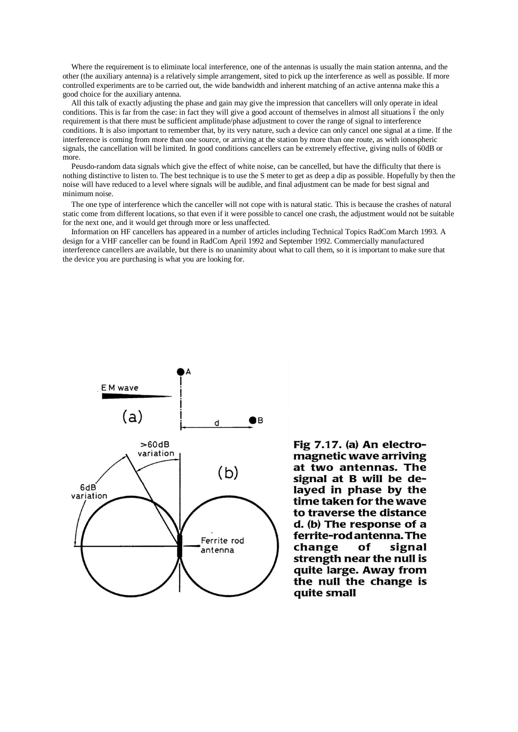Where the requirement is to eliminate local interference, one of the antennas is usually the main station antenna, and the other (the auxiliary antenna) is a relatively simple arrangement, sited to pick up the interference as well as possible. If more controlled experiments are to be carried out, the wide bandwidth and inherent matching of an active antenna make this a good choice for the auxiliary antenna.

All this talk of exactly adjusting the phase and gain may give the impression that cancellers will only operate in ideal conditions. This is far from the case: in fact they will give a good account of themselves in almost all situations ї the only requirement is that there must be sufficient amplitude/phase adjustment to cover the range of signal to interference conditions. It is also important to remember that, by its very nature, such a device can only cancel one signal at a time. If the interference is coming from more than one source, or arriving at the station by more than one route, as with ionospheric signals, the cancellation will be limited. In good conditions cancellers can be extremely effective, giving nulls of 60dB or more.

Peusdo-random data signals which give the effect of white noise, can be cancelled, but have the difficulty that there is nothing distinctive to listen to. The best technique is to use the S meter to get as deep a dip as possible. Hopefully by then the noise will have reduced to a level where signals will be audible, and final adjustment can be made for best signal and minimum noise.

The one type of interference which the canceller will not cope with is natural static. This is because the crashes of natural static come from different locations, so that even if it were possible to cancel one crash, the adjustment would not be suitable for the next one, and it would get through more or less unaffected.

Information on HF cancellers has appeared in a number of articles including Technical Topics RadCom March 1993. A design for a VHF canceller can be found in RadCom April 1992 and September 1992. Commercially manufactured interference cancellers are available, but there is no unanimity about what to call them, so it is important to make sure that the device you are purchasing is what you are looking for.

E M wave

(a)

A

B

d

(b)

>60dB variation

6dB variation

Ferrite rod antenna

**Fig 7.17. (a) An electromagnetic wave arriving at two antennas. The signal at B will be delayed in phase by the time taken for the wave to traverse the distance d. (b) The response of a ferrite-rod antenna. The change of signal strength near the null is quite large. Away from the null the change is quite small**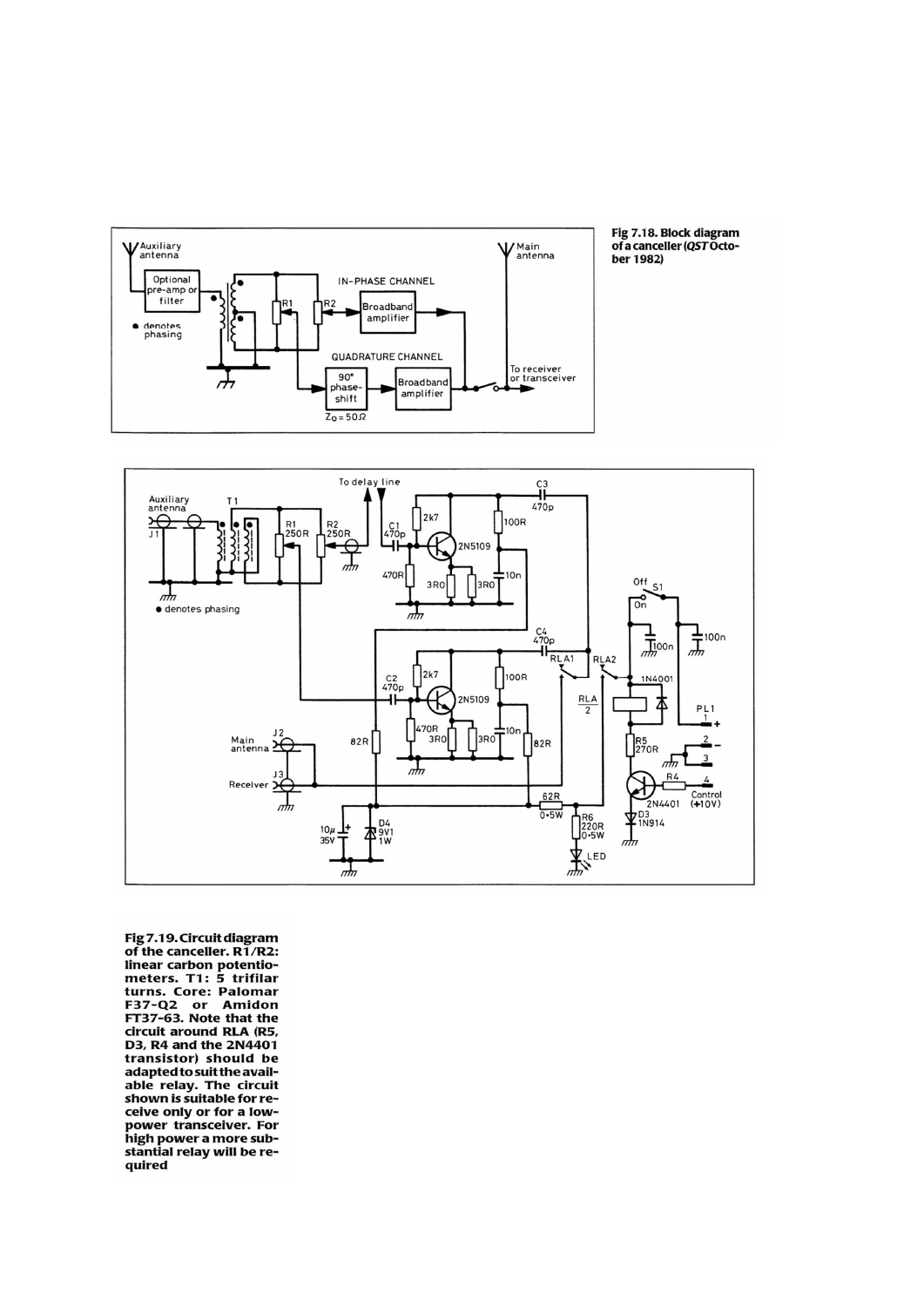Auxiliary antenna

Optional pre-amp or filter

● denotes phasing

R1

R2

IN-PHASE CHANNEL

Broadband amplifier

Main antenna

QUADRATURE CHANNEL

90° phase-shift

$Z_0 = 50\Omega$

Broadband amplifier

To receiver or transceiver

**Fig 7.18. Block diagram of a canceller (*QST* October 1982)**

Auxiliary antenna

J1

T1

R1 250R

R2 250R

● denotes phasing

To delay line

C1 470p

2k7

470R

3R0

3R0

2N5109

100R

10n

C3 470p

C4 470p

C2 470p

2k7

470R

3R0

3R0

2N5109

100R

10n

82R

82R

Main antenna J2

Receiver J3

10μ 35V

D4 9V1 1W

62R 0·5W

R6 220R 0·5W

LED

RLA1

RLA2

RLA/2

Off S1 On

100n

100n

1N4001

R5 270R

R4

2N4401

D3 1N914

PL1

1 +

2 −

3

4 Control (+10V)

**Fig 7.19. Circuit diagram of the canceller. R1/R2: linear carbon potentiometers. T1: 5 trifilar turns. Core: Palomar F37-Q2 or Amidon FT37-63. Note that the circuit around RLA (R5, D3, R4 and the 2N4401 transistor) should be adapted to suit the available relay. The circuit shown is suitable for receive only or for a low-power transceiver. For high power a more substantial relay will be required**